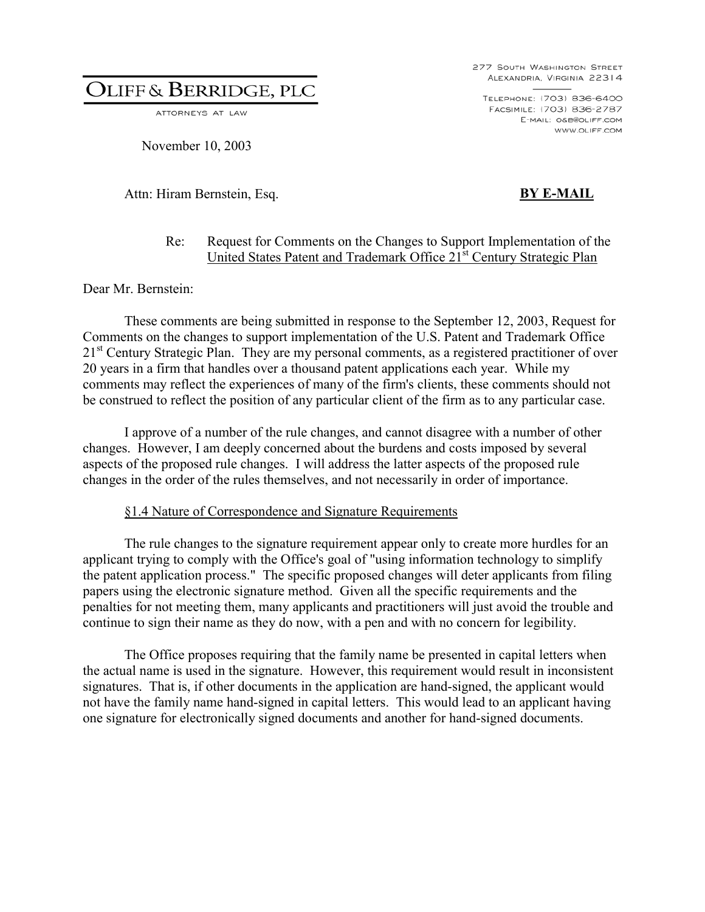# OLIFF & BERRIDGE, PLC

ATTORNEYS AT LAW

277 SOUTH WASHINGTON STREET
ALEXANDRIA, VIRGINIA 22314

TELEPHONE: (703) 836-6400
FACSIMILE: (703) 836-2787
E-MAIL: O&B@OLIFF.COM
WWW.OLIFF.COM

November 10, 2003

Attn: Hiram Bernstein, Esq. **BY E-MAIL**

Re: Request for Comments on the Changes to Support Implementation of the United States Patent and Trademark Office 21st Century Strategic Plan

Dear Mr. Bernstein:

These comments are being submitted in response to the September 12, 2003, Request for Comments on the changes to support implementation of the U.S. Patent and Trademark Office 21st Century Strategic Plan. They are my personal comments, as a registered practitioner of over 20 years in a firm that handles over a thousand patent applications each year. While my comments may reflect the experiences of many of the firm's clients, these comments should not be construed to reflect the position of any particular client of the firm as to any particular case.

I approve of a number of the rule changes, and cannot disagree with a number of other changes. However, I am deeply concerned about the burdens and costs imposed by several aspects of the proposed rule changes. I will address the latter aspects of the proposed rule changes in the order of the rules themselves, and not necessarily in order of importance.

§1.4 Nature of Correspondence and Signature Requirements

The rule changes to the signature requirement appear only to create more hurdles for an applicant trying to comply with the Office's goal of "using information technology to simplify the patent application process." The specific proposed changes will deter applicants from filing papers using the electronic signature method. Given all the specific requirements and the penalties for not meeting them, many applicants and practitioners will just avoid the trouble and continue to sign their name as they do now, with a pen and with no concern for legibility.

The Office proposes requiring that the family name be presented in capital letters when the actual name is used in the signature. However, this requirement would result in inconsistent signatures. That is, if other documents in the application are hand-signed, the applicant would not have the family name hand-signed in capital letters. This would lead to an applicant having one signature for electronically signed documents and another for hand-signed documents.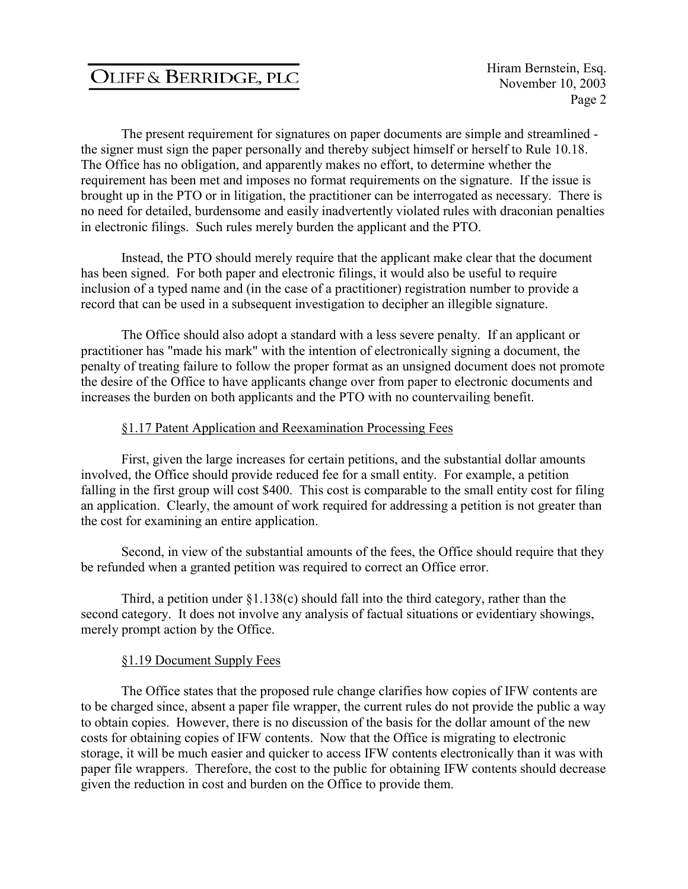The present requirement for signatures on paper documents are simple and streamlined - the signer must sign the paper personally and thereby subject himself or herself to Rule 10.18. The Office has no obligation, and apparently makes no effort, to determine whether the requirement has been met and imposes no format requirements on the signature. If the issue is brought up in the PTO or in litigation, the practitioner can be interrogated as necessary. There is no need for detailed, burdensome and easily inadvertently violated rules with draconian penalties in electronic filings. Such rules merely burden the applicant and the PTO.

Instead, the PTO should merely require that the applicant make clear that the document has been signed. For both paper and electronic filings, it would also be useful to require inclusion of a typed name and (in the case of a practitioner) registration number to provide a record that can be used in a subsequent investigation to decipher an illegible signature.

The Office should also adopt a standard with a less severe penalty. If an applicant or practitioner has "made his mark" with the intention of electronically signing a document, the penalty of treating failure to follow the proper format as an unsigned document does not promote the desire of the Office to have applicants change over from paper to electronic documents and increases the burden on both applicants and the PTO with no countervailing benefit.

§1.17 Patent Application and Reexamination Processing Fees

First, given the large increases for certain petitions, and the substantial dollar amounts involved, the Office should provide reduced fee for a small entity. For example, a petition falling in the first group will cost $400. This cost is comparable to the small entity cost for filing an application. Clearly, the amount of work required for addressing a petition is not greater than the cost for examining an entire application.

Second, in view of the substantial amounts of the fees, the Office should require that they be refunded when a granted petition was required to correct an Office error.

Third, a petition under §1.138(c) should fall into the third category, rather than the second category. It does not involve any analysis of factual situations or evidentiary showings, merely prompt action by the Office.

§1.19 Document Supply Fees

The Office states that the proposed rule change clarifies how copies of IFW contents are to be charged since, absent a paper file wrapper, the current rules do not provide the public a way to obtain copies. However, there is no discussion of the basis for the dollar amount of the new costs for obtaining copies of IFW contents. Now that the Office is migrating to electronic storage, it will be much easier and quicker to access IFW contents electronically than it was with paper file wrappers. Therefore, the cost to the public for obtaining IFW contents should decrease given the reduction in cost and burden on the Office to provide them.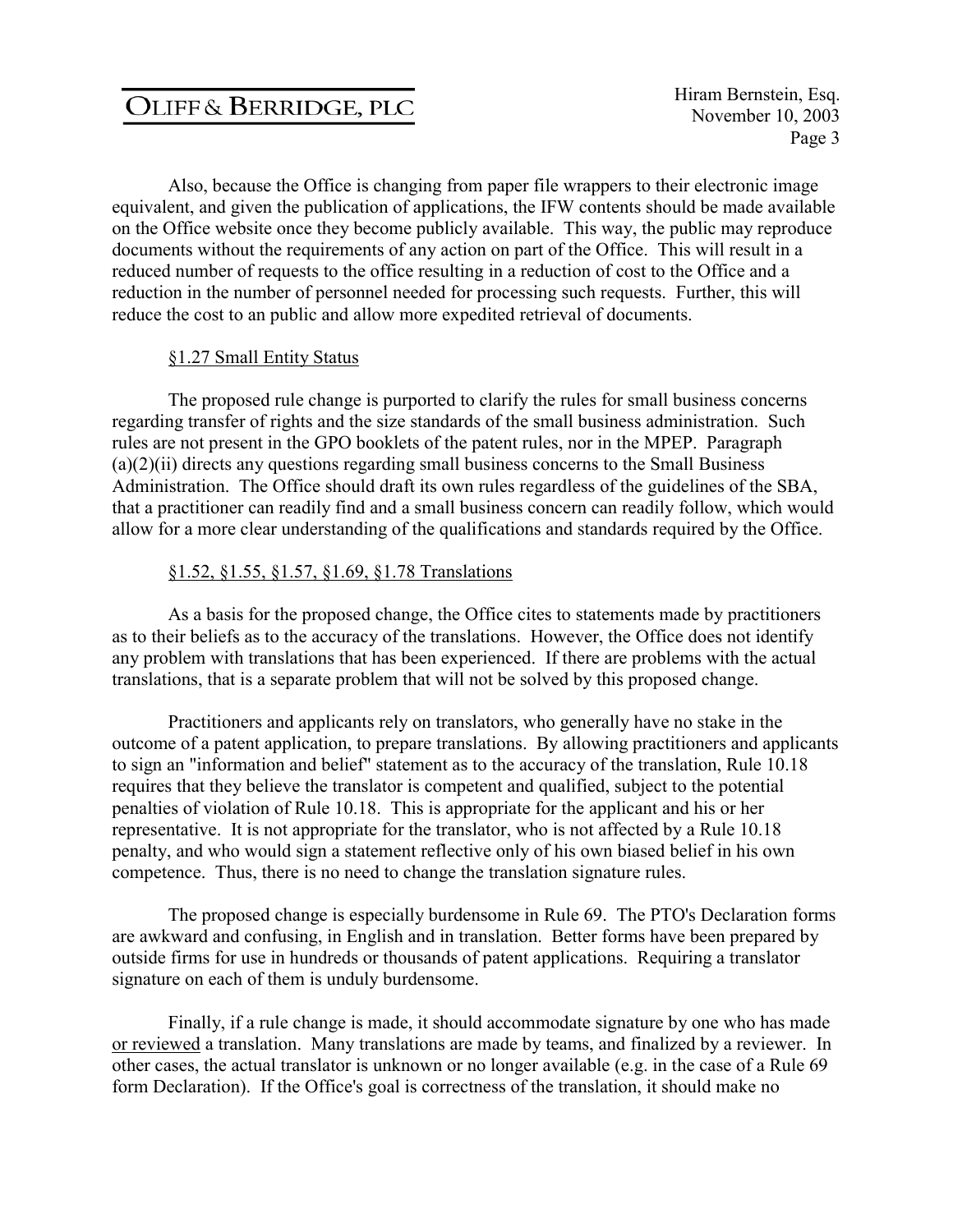Also, because the Office is changing from paper file wrappers to their electronic image equivalent, and given the publication of applications, the IFW contents should be made available on the Office website once they become publicly available. This way, the public may reproduce documents without the requirements of any action on part of the Office. This will result in a reduced number of requests to the office resulting in a reduction of cost to the Office and a reduction in the number of personnel needed for processing such requests. Further, this will reduce the cost to an public and allow more expedited retrieval of documents.

§1.27 Small Entity Status

The proposed rule change is purported to clarify the rules for small business concerns regarding transfer of rights and the size standards of the small business administration. Such rules are not present in the GPO booklets of the patent rules, nor in the MPEP. Paragraph (a)(2)(ii) directs any questions regarding small business concerns to the Small Business Administration. The Office should draft its own rules regardless of the guidelines of the SBA, that a practitioner can readily find and a small business concern can readily follow, which would allow for a more clear understanding of the qualifications and standards required by the Office.

§1.52, §1.55, §1.57, §1.69, §1.78 Translations

As a basis for the proposed change, the Office cites to statements made by practitioners as to their beliefs as to the accuracy of the translations. However, the Office does not identify any problem with translations that has been experienced. If there are problems with the actual translations, that is a separate problem that will not be solved by this proposed change.

Practitioners and applicants rely on translators, who generally have no stake in the outcome of a patent application, to prepare translations. By allowing practitioners and applicants to sign an "information and belief" statement as to the accuracy of the translation, Rule 10.18 requires that they believe the translator is competent and qualified, subject to the potential penalties of violation of Rule 10.18. This is appropriate for the applicant and his or her representative. It is not appropriate for the translator, who is not affected by a Rule 10.18 penalty, and who would sign a statement reflective only of his own biased belief in his own competence. Thus, there is no need to change the translation signature rules.

The proposed change is especially burdensome in Rule 69. The PTO's Declaration forms are awkward and confusing, in English and in translation. Better forms have been prepared by outside firms for use in hundreds or thousands of patent applications. Requiring a translator signature on each of them is unduly burdensome.

Finally, if a rule change is made, it should accommodate signature by one who has made or reviewed a translation. Many translations are made by teams, and finalized by a reviewer. In other cases, the actual translator is unknown or no longer available (e.g. in the case of a Rule 69 form Declaration). If the Office's goal is correctness of the translation, it should make no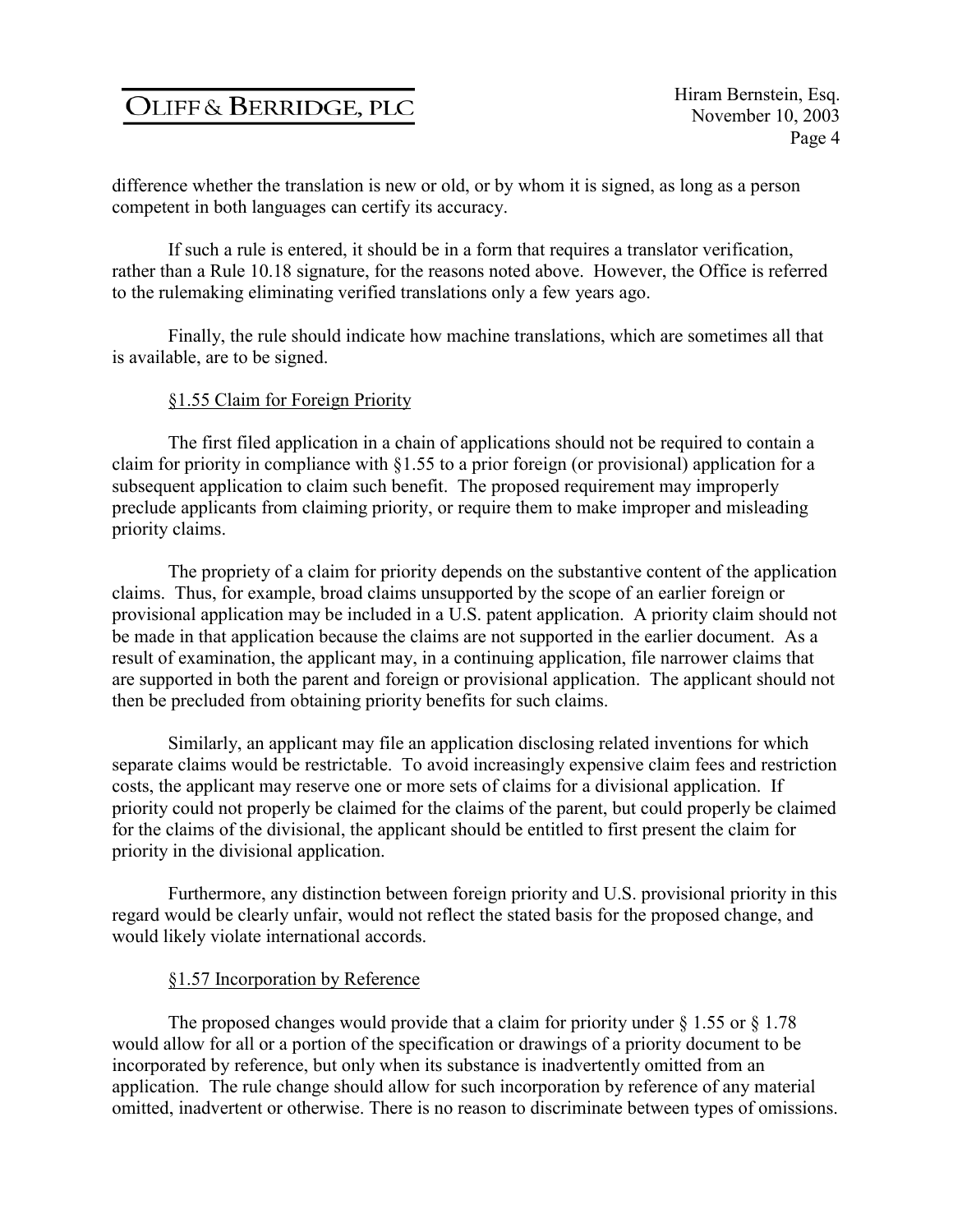difference whether the translation is new or old, or by whom it is signed, as long as a person competent in both languages can certify its accuracy.

If such a rule is entered, it should be in a form that requires a translator verification, rather than a Rule 10.18 signature, for the reasons noted above. However, the Office is referred to the rulemaking eliminating verified translations only a few years ago.

Finally, the rule should indicate how machine translations, which are sometimes all that is available, are to be signed.

§1.55 Claim for Foreign Priority

The first filed application in a chain of applications should not be required to contain a claim for priority in compliance with §1.55 to a prior foreign (or provisional) application for a subsequent application to claim such benefit. The proposed requirement may improperly preclude applicants from claiming priority, or require them to make improper and misleading priority claims.

The propriety of a claim for priority depends on the substantive content of the application claims. Thus, for example, broad claims unsupported by the scope of an earlier foreign or provisional application may be included in a U.S. patent application. A priority claim should not be made in that application because the claims are not supported in the earlier document. As a result of examination, the applicant may, in a continuing application, file narrower claims that are supported in both the parent and foreign or provisional application. The applicant should not then be precluded from obtaining priority benefits for such claims.

Similarly, an applicant may file an application disclosing related inventions for which separate claims would be restrictable. To avoid increasingly expensive claim fees and restriction costs, the applicant may reserve one or more sets of claims for a divisional application. If priority could not properly be claimed for the claims of the parent, but could properly be claimed for the claims of the divisional, the applicant should be entitled to first present the claim for priority in the divisional application.

Furthermore, any distinction between foreign priority and U.S. provisional priority in this regard would be clearly unfair, would not reflect the stated basis for the proposed change, and would likely violate international accords.

§1.57 Incorporation by Reference

The proposed changes would provide that a claim for priority under § 1.55 or § 1.78 would allow for all or a portion of the specification or drawings of a priority document to be incorporated by reference, but only when its substance is inadvertently omitted from an application. The rule change should allow for such incorporation by reference of any material omitted, inadvertent or otherwise. There is no reason to discriminate between types of omissions.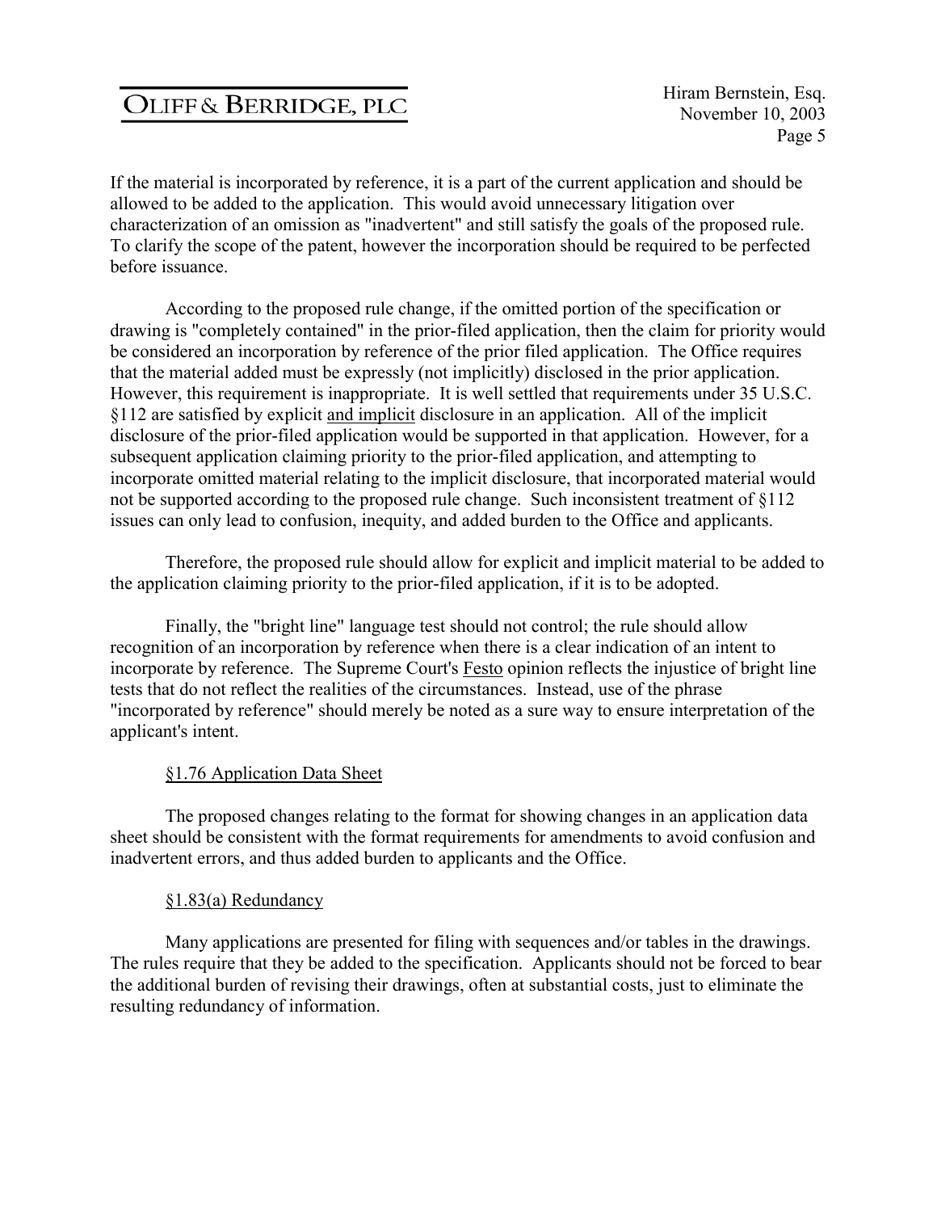If the material is incorporated by reference, it is a part of the current application and should be allowed to be added to the application. This would avoid unnecessary litigation over characterization of an omission as "inadvertent" and still satisfy the goals of the proposed rule. To clarify the scope of the patent, however the incorporation should be required to be perfected before issuance.

According to the proposed rule change, if the omitted portion of the specification or drawing is "completely contained" in the prior-filed application, then the claim for priority would be considered an incorporation by reference of the prior filed application. The Office requires that the material added must be expressly (not implicitly) disclosed in the prior application. However, this requirement is inappropriate. It is well settled that requirements under 35 U.S.C. §112 are satisfied by explicit and implicit disclosure in an application. All of the implicit disclosure of the prior-filed application would be supported in that application. However, for a subsequent application claiming priority to the prior-filed application, and attempting to incorporate omitted material relating to the implicit disclosure, that incorporated material would not be supported according to the proposed rule change. Such inconsistent treatment of §112 issues can only lead to confusion, inequity, and added burden to the Office and applicants.

Therefore, the proposed rule should allow for explicit and implicit material to be added to the application claiming priority to the prior-filed application, if it is to be adopted.

Finally, the "bright line" language test should not control; the rule should allow recognition of an incorporation by reference when there is a clear indication of an intent to incorporate by reference. The Supreme Court's Festo opinion reflects the injustice of bright line tests that do not reflect the realities of the circumstances. Instead, use of the phrase "incorporated by reference" should merely be noted as a sure way to ensure interpretation of the applicant's intent.

§1.76 Application Data Sheet

The proposed changes relating to the format for showing changes in an application data sheet should be consistent with the format requirements for amendments to avoid confusion and inadvertent errors, and thus added burden to applicants and the Office.

§1.83(a) Redundancy

Many applications are presented for filing with sequences and/or tables in the drawings. The rules require that they be added to the specification. Applicants should not be forced to bear the additional burden of revising their drawings, often at substantial costs, just to eliminate the resulting redundancy of information.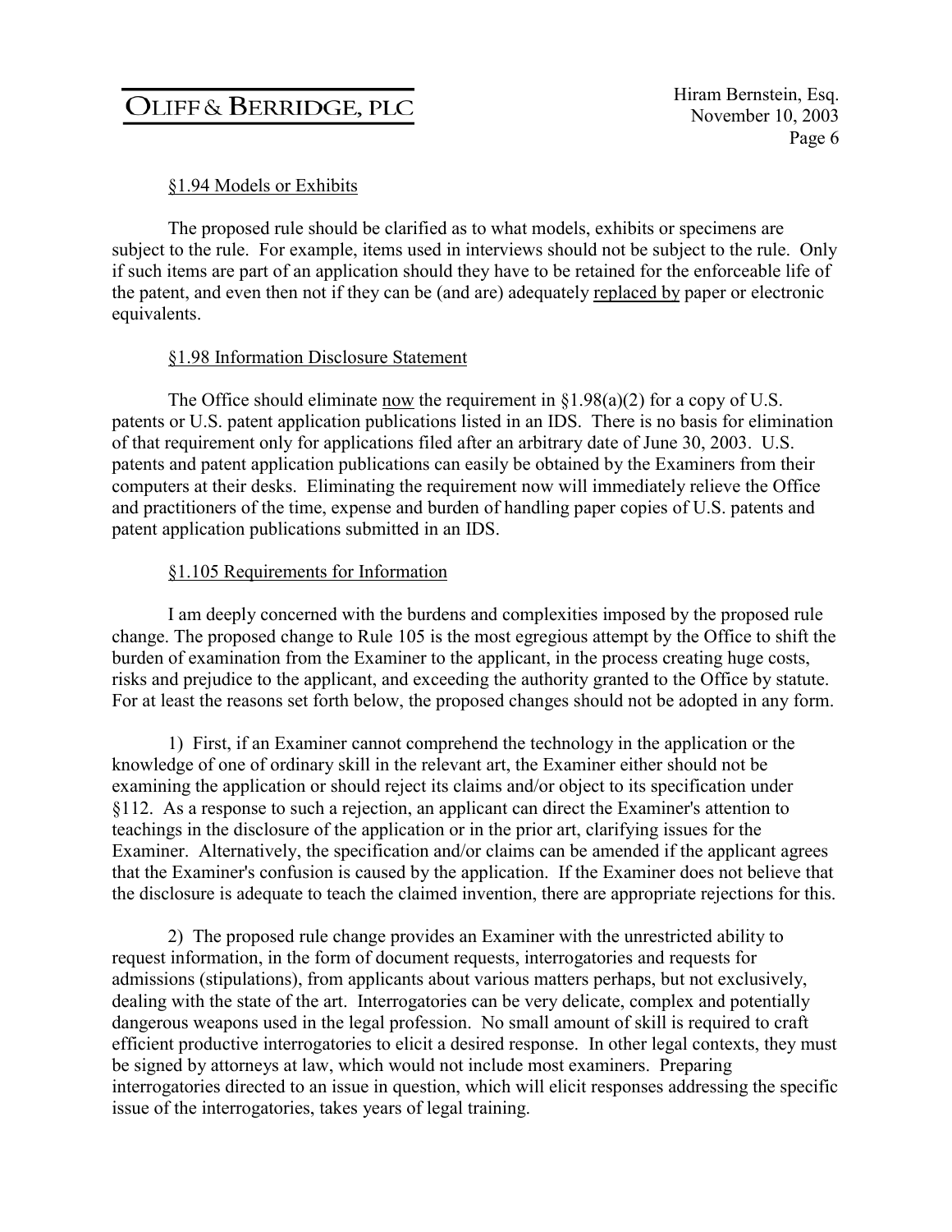§1.94 Models or Exhibits

The proposed rule should be clarified as to what models, exhibits or specimens are subject to the rule. For example, items used in interviews should not be subject to the rule. Only if such items are part of an application should they have to be retained for the enforceable life of the patent, and even then not if they can be (and are) adequately replaced by paper or electronic equivalents.

§1.98 Information Disclosure Statement

The Office should eliminate now the requirement in §1.98(a)(2) for a copy of U.S. patents or U.S. patent application publications listed in an IDS. There is no basis for elimination of that requirement only for applications filed after an arbitrary date of June 30, 2003. U.S. patents and patent application publications can easily be obtained by the Examiners from their computers at their desks. Eliminating the requirement now will immediately relieve the Office and practitioners of the time, expense and burden of handling paper copies of U.S. patents and patent application publications submitted in an IDS.

§1.105 Requirements for Information

I am deeply concerned with the burdens and complexities imposed by the proposed rule change. The proposed change to Rule 105 is the most egregious attempt by the Office to shift the burden of examination from the Examiner to the applicant, in the process creating huge costs, risks and prejudice to the applicant, and exceeding the authority granted to the Office by statute. For at least the reasons set forth below, the proposed changes should not be adopted in any form.

1) First, if an Examiner cannot comprehend the technology in the application or the knowledge of one of ordinary skill in the relevant art, the Examiner either should not be examining the application or should reject its claims and/or object to its specification under §112. As a response to such a rejection, an applicant can direct the Examiner's attention to teachings in the disclosure of the application or in the prior art, clarifying issues for the Examiner. Alternatively, the specification and/or claims can be amended if the applicant agrees that the Examiner's confusion is caused by the application. If the Examiner does not believe that the disclosure is adequate to teach the claimed invention, there are appropriate rejections for this.

2) The proposed rule change provides an Examiner with the unrestricted ability to request information, in the form of document requests, interrogatories and requests for admissions (stipulations), from applicants about various matters perhaps, but not exclusively, dealing with the state of the art. Interrogatories can be very delicate, complex and potentially dangerous weapons used in the legal profession. No small amount of skill is required to craft efficient productive interrogatories to elicit a desired response. In other legal contexts, they must be signed by attorneys at law, which would not include most examiners. Preparing interrogatories directed to an issue in question, which will elicit responses addressing the specific issue of the interrogatories, takes years of legal training.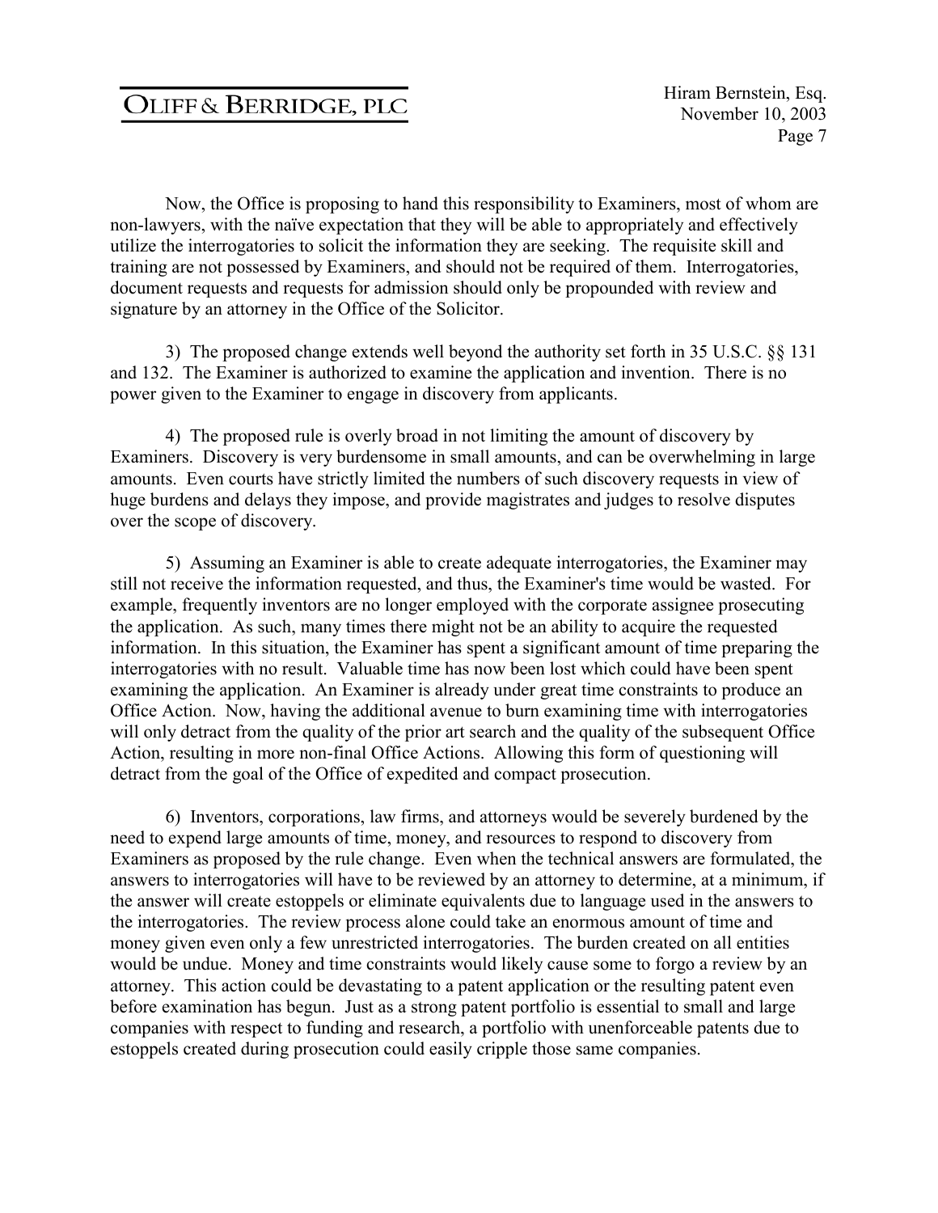Now, the Office is proposing to hand this responsibility to Examiners, most of whom are non-lawyers, with the naïve expectation that they will be able to appropriately and effectively utilize the interrogatories to solicit the information they are seeking. The requisite skill and training are not possessed by Examiners, and should not be required of them. Interrogatories, document requests and requests for admission should only be propounded with review and signature by an attorney in the Office of the Solicitor.

3) The proposed change extends well beyond the authority set forth in 35 U.S.C. §§ 131 and 132. The Examiner is authorized to examine the application and invention. There is no power given to the Examiner to engage in discovery from applicants.

4) The proposed rule is overly broad in not limiting the amount of discovery by Examiners. Discovery is very burdensome in small amounts, and can be overwhelming in large amounts. Even courts have strictly limited the numbers of such discovery requests in view of huge burdens and delays they impose, and provide magistrates and judges to resolve disputes over the scope of discovery.

5) Assuming an Examiner is able to create adequate interrogatories, the Examiner may still not receive the information requested, and thus, the Examiner's time would be wasted. For example, frequently inventors are no longer employed with the corporate assignee prosecuting the application. As such, many times there might not be an ability to acquire the requested information. In this situation, the Examiner has spent a significant amount of time preparing the interrogatories with no result. Valuable time has now been lost which could have been spent examining the application. An Examiner is already under great time constraints to produce an Office Action. Now, having the additional avenue to burn examining time with interrogatories will only detract from the quality of the prior art search and the quality of the subsequent Office Action, resulting in more non-final Office Actions. Allowing this form of questioning will detract from the goal of the Office of expedited and compact prosecution.

6) Inventors, corporations, law firms, and attorneys would be severely burdened by the need to expend large amounts of time, money, and resources to respond to discovery from Examiners as proposed by the rule change. Even when the technical answers are formulated, the answers to interrogatories will have to be reviewed by an attorney to determine, at a minimum, if the answer will create estoppels or eliminate equivalents due to language used in the answers to the interrogatories. The review process alone could take an enormous amount of time and money given even only a few unrestricted interrogatories. The burden created on all entities would be undue. Money and time constraints would likely cause some to forgo a review by an attorney. This action could be devastating to a patent application or the resulting patent even before examination has begun. Just as a strong patent portfolio is essential to small and large companies with respect to funding and research, a portfolio with unenforceable patents due to estoppels created during prosecution could easily cripple those same companies.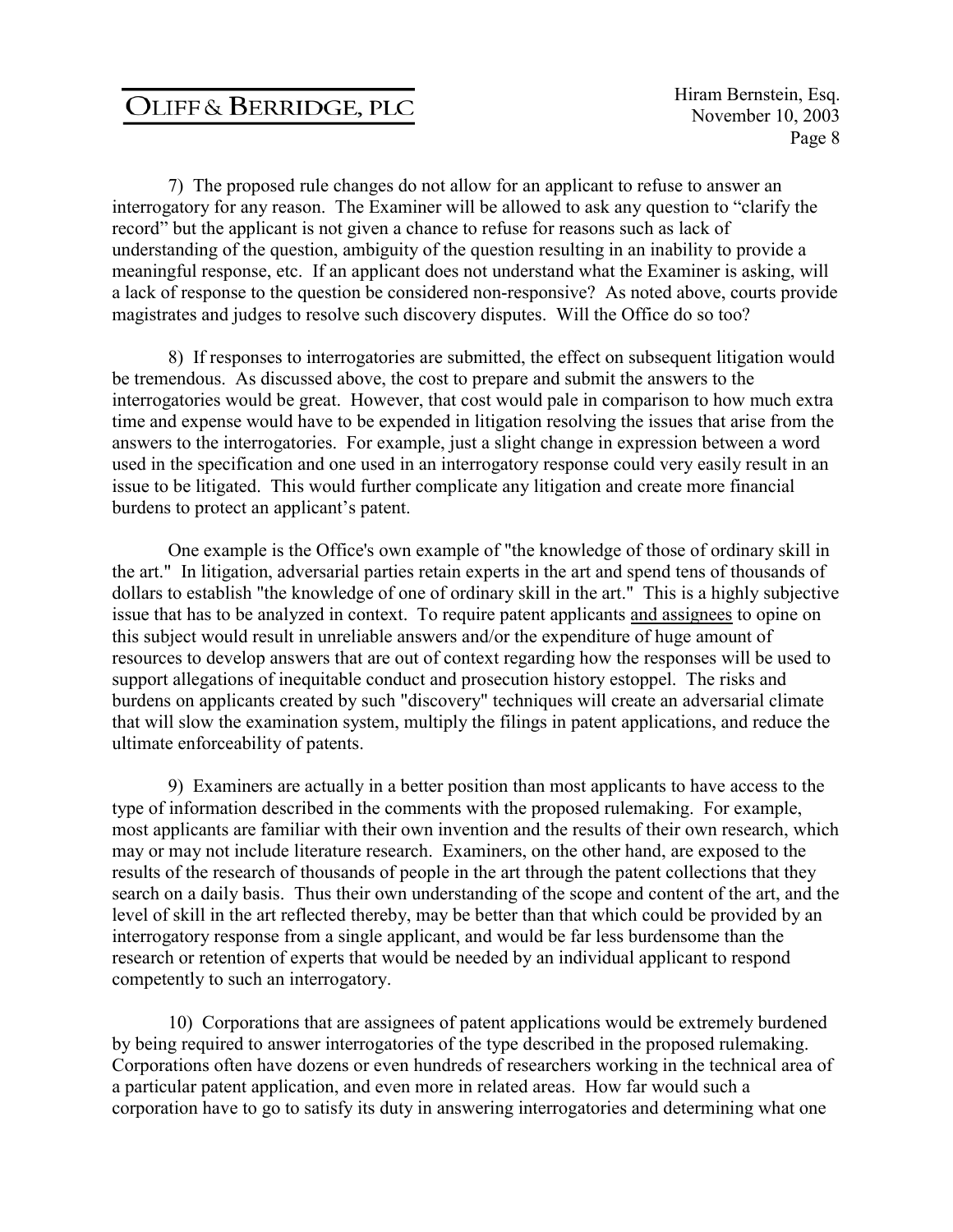7) The proposed rule changes do not allow for an applicant to refuse to answer an interrogatory for any reason. The Examiner will be allowed to ask any question to "clarify the record" but the applicant is not given a chance to refuse for reasons such as lack of understanding of the question, ambiguity of the question resulting in an inability to provide a meaningful response, etc. If an applicant does not understand what the Examiner is asking, will a lack of response to the question be considered non-responsive? As noted above, courts provide magistrates and judges to resolve such discovery disputes. Will the Office do so too?

8) If responses to interrogatories are submitted, the effect on subsequent litigation would be tremendous. As discussed above, the cost to prepare and submit the answers to the interrogatories would be great. However, that cost would pale in comparison to how much extra time and expense would have to be expended in litigation resolving the issues that arise from the answers to the interrogatories. For example, just a slight change in expression between a word used in the specification and one used in an interrogatory response could very easily result in an issue to be litigated. This would further complicate any litigation and create more financial burdens to protect an applicant's patent.

One example is the Office's own example of "the knowledge of those of ordinary skill in the art." In litigation, adversarial parties retain experts in the art and spend tens of thousands of dollars to establish "the knowledge of one of ordinary skill in the art." This is a highly subjective issue that has to be analyzed in context. To require patent applicants <u>and assignees</u> to opine on this subject would result in unreliable answers and/or the expenditure of huge amount of resources to develop answers that are out of context regarding how the responses will be used to support allegations of inequitable conduct and prosecution history estoppel. The risks and burdens on applicants created by such "discovery" techniques will create an adversarial climate that will slow the examination system, multiply the filings in patent applications, and reduce the ultimate enforceability of patents.

9) Examiners are actually in a better position than most applicants to have access to the type of information described in the comments with the proposed rulemaking. For example, most applicants are familiar with their own invention and the results of their own research, which may or may not include literature research. Examiners, on the other hand, are exposed to the results of the research of thousands of people in the art through the patent collections that they search on a daily basis. Thus their own understanding of the scope and content of the art, and the level of skill in the art reflected thereby, may be better than that which could be provided by an interrogatory response from a single applicant, and would be far less burdensome than the research or retention of experts that would be needed by an individual applicant to respond competently to such an interrogatory.

10) Corporations that are assignees of patent applications would be extremely burdened by being required to answer interrogatories of the type described in the proposed rulemaking. Corporations often have dozens or even hundreds of researchers working in the technical area of a particular patent application, and even more in related areas. How far would such a corporation have to go to satisfy its duty in answering interrogatories and determining what one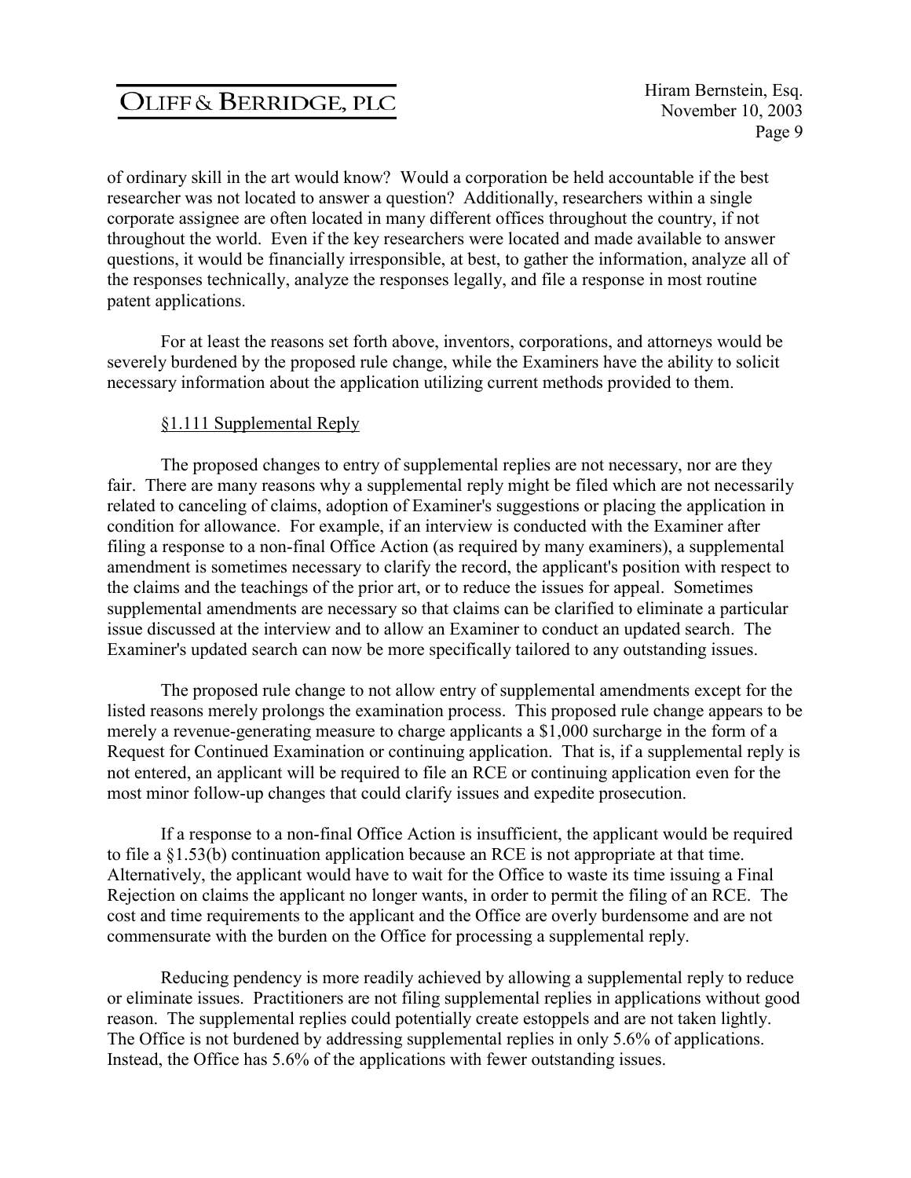of ordinary skill in the art would know? Would a corporation be held accountable if the best researcher was not located to answer a question? Additionally, researchers within a single corporate assignee are often located in many different offices throughout the country, if not throughout the world. Even if the key researchers were located and made available to answer questions, it would be financially irresponsible, at best, to gather the information, analyze all of the responses technically, analyze the responses legally, and file a response in most routine patent applications.

For at least the reasons set forth above, inventors, corporations, and attorneys would be severely burdened by the proposed rule change, while the Examiners have the ability to solicit necessary information about the application utilizing current methods provided to them.

§1.111 Supplemental Reply

The proposed changes to entry of supplemental replies are not necessary, nor are they fair. There are many reasons why a supplemental reply might be filed which are not necessarily related to canceling of claims, adoption of Examiner's suggestions or placing the application in condition for allowance. For example, if an interview is conducted with the Examiner after filing a response to a non-final Office Action (as required by many examiners), a supplemental amendment is sometimes necessary to clarify the record, the applicant's position with respect to the claims and the teachings of the prior art, or to reduce the issues for appeal. Sometimes supplemental amendments are necessary so that claims can be clarified to eliminate a particular issue discussed at the interview and to allow an Examiner to conduct an updated search. The Examiner's updated search can now be more specifically tailored to any outstanding issues.

The proposed rule change to not allow entry of supplemental amendments except for the listed reasons merely prolongs the examination process. This proposed rule change appears to be merely a revenue-generating measure to charge applicants a $1,000 surcharge in the form of a Request for Continued Examination or continuing application. That is, if a supplemental reply is not entered, an applicant will be required to file an RCE or continuing application even for the most minor follow-up changes that could clarify issues and expedite prosecution.

If a response to a non-final Office Action is insufficient, the applicant would be required to file a §1.53(b) continuation application because an RCE is not appropriate at that time. Alternatively, the applicant would have to wait for the Office to waste its time issuing a Final Rejection on claims the applicant no longer wants, in order to permit the filing of an RCE. The cost and time requirements to the applicant and the Office are overly burdensome and are not commensurate with the burden on the Office for processing a supplemental reply.

Reducing pendency is more readily achieved by allowing a supplemental reply to reduce or eliminate issues. Practitioners are not filing supplemental replies in applications without good reason. The supplemental replies could potentially create estoppels and are not taken lightly. The Office is not burdened by addressing supplemental replies in only 5.6% of applications. Instead, the Office has 5.6% of the applications with fewer outstanding issues.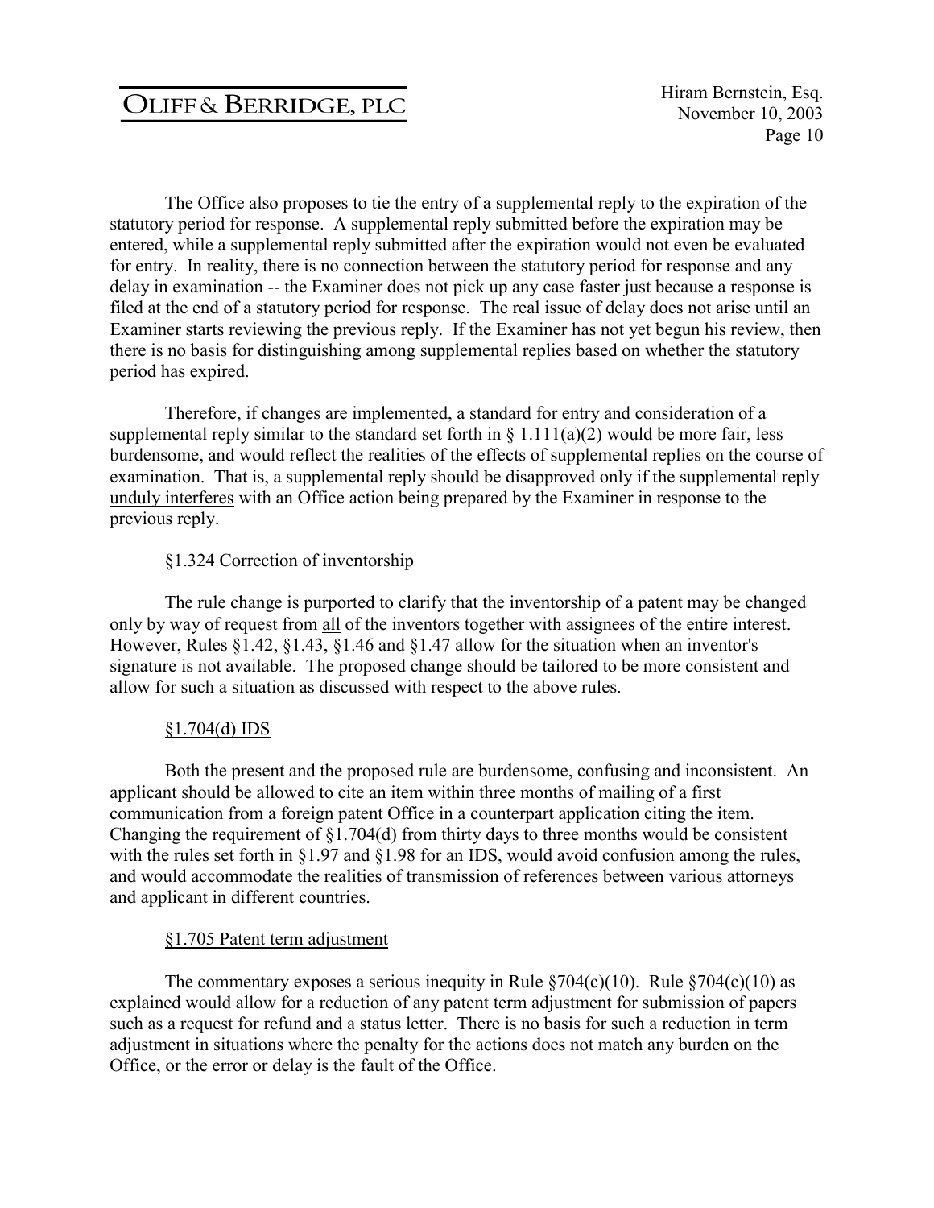The Office also proposes to tie the entry of a supplemental reply to the expiration of the statutory period for response. A supplemental reply submitted before the expiration may be entered, while a supplemental reply submitted after the expiration would not even be evaluated for entry. In reality, there is no connection between the statutory period for response and any delay in examination -- the Examiner does not pick up any case faster just because a response is filed at the end of a statutory period for response. The real issue of delay does not arise until an Examiner starts reviewing the previous reply. If the Examiner has not yet begun his review, then there is no basis for distinguishing among supplemental replies based on whether the statutory period has expired.

Therefore, if changes are implemented, a standard for entry and consideration of a supplemental reply similar to the standard set forth in § 1.111(a)(2) would be more fair, less burdensome, and would reflect the realities of the effects of supplemental replies on the course of examination. That is, a supplemental reply should be disapproved only if the supplemental reply unduly interferes with an Office action being prepared by the Examiner in response to the previous reply.

§1.324 Correction of inventorship

The rule change is purported to clarify that the inventorship of a patent may be changed only by way of request from all of the inventors together with assignees of the entire interest. However, Rules §1.42, §1.43, §1.46 and §1.47 allow for the situation when an inventor's signature is not available. The proposed change should be tailored to be more consistent and allow for such a situation as discussed with respect to the above rules.

§1.704(d) IDS

Both the present and the proposed rule are burdensome, confusing and inconsistent. An applicant should be allowed to cite an item within three months of mailing of a first communication from a foreign patent Office in a counterpart application citing the item. Changing the requirement of §1.704(d) from thirty days to three months would be consistent with the rules set forth in §1.97 and §1.98 for an IDS, would avoid confusion among the rules, and would accommodate the realities of transmission of references between various attorneys and applicant in different countries.

§1.705 Patent term adjustment

The commentary exposes a serious inequity in Rule §704(c)(10). Rule §704(c)(10) as explained would allow for a reduction of any patent term adjustment for submission of papers such as a request for refund and a status letter. There is no basis for such a reduction in term adjustment in situations where the penalty for the actions does not match any burden on the Office, or the error or delay is the fault of the Office.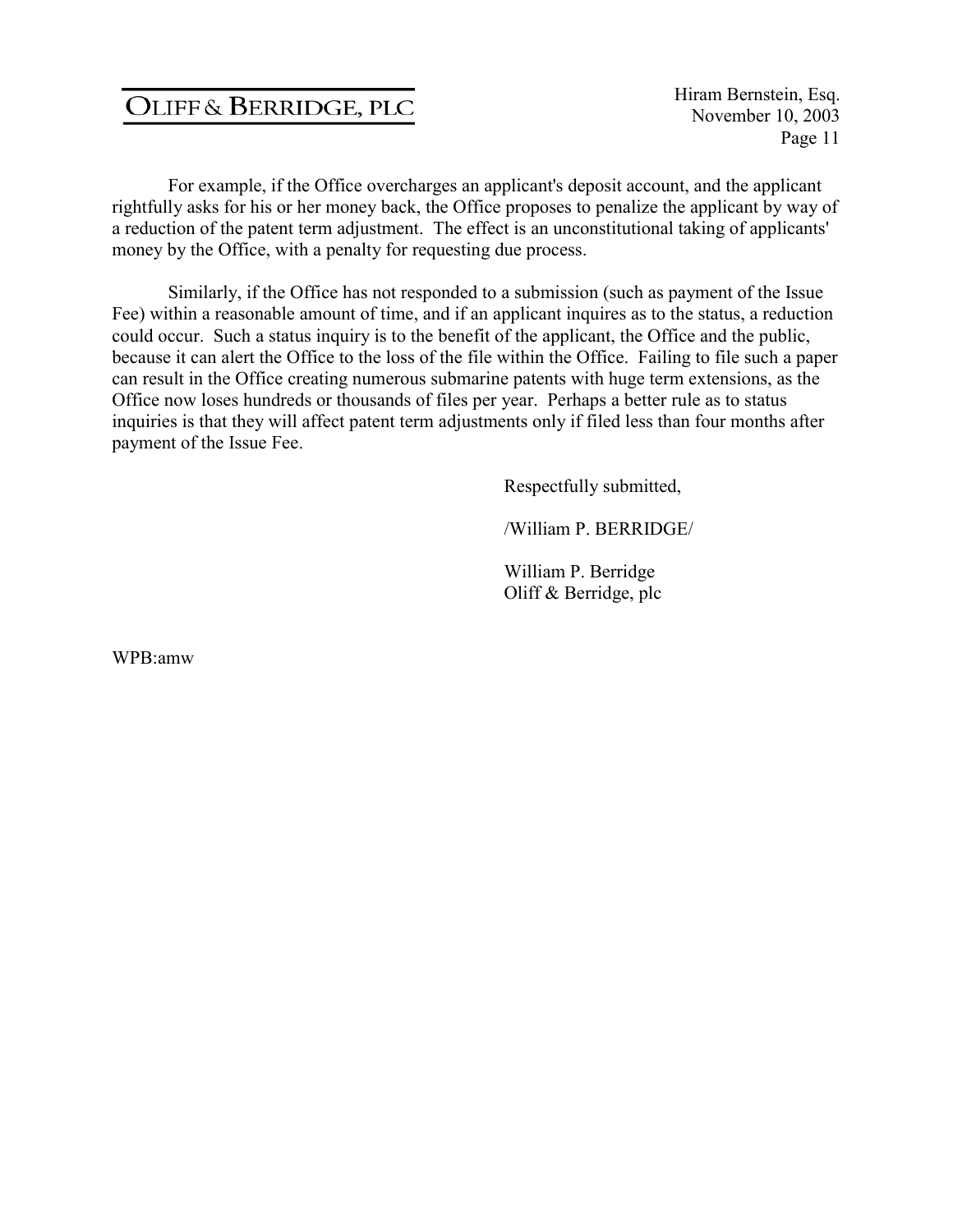For example, if the Office overcharges an applicant's deposit account, and the applicant rightfully asks for his or her money back, the Office proposes to penalize the applicant by way of a reduction of the patent term adjustment. The effect is an unconstitutional taking of applicants' money by the Office, with a penalty for requesting due process.

Similarly, if the Office has not responded to a submission (such as payment of the Issue Fee) within a reasonable amount of time, and if an applicant inquires as to the status, a reduction could occur. Such a status inquiry is to the benefit of the applicant, the Office and the public, because it can alert the Office to the loss of the file within the Office. Failing to file such a paper can result in the Office creating numerous submarine patents with huge term extensions, as the Office now loses hundreds or thousands of files per year. Perhaps a better rule as to status inquiries is that they will affect patent term adjustments only if filed less than four months after payment of the Issue Fee.

Respectfully submitted,

/William P. BERRIDGE/

William P. Berridge
Oliff & Berridge, plc

WPB:amw